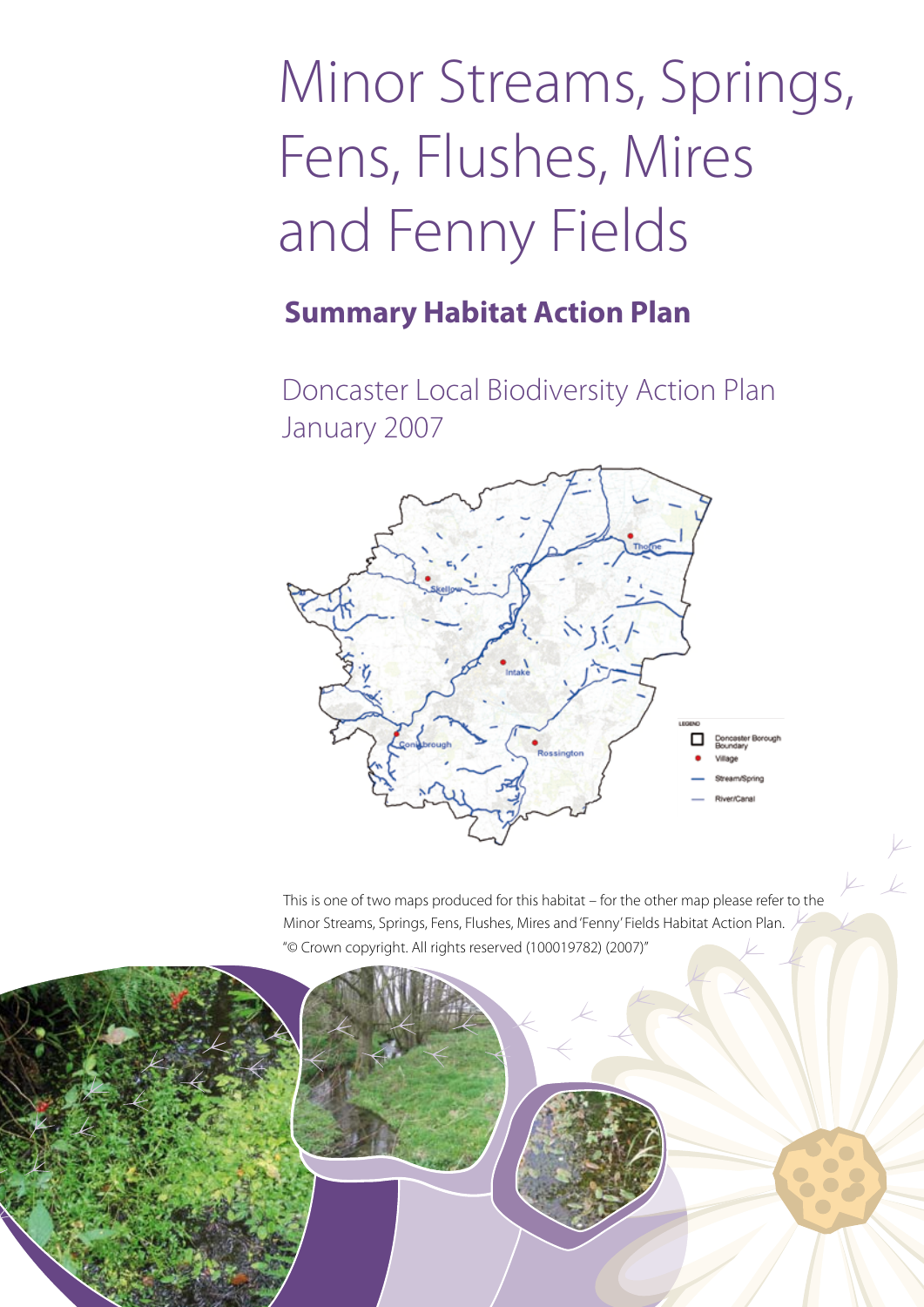# Minor Streams, Springs, Fens, Flushes, Mires and Fenny Fields

## Summary Habitat Action Plan

Doncaster Local Biodiversity Action Plan
January 2007

This is one of two maps produced for this habitat – for the other map please refer to the Minor Streams, Springs, Fens, Flushes, Mires and 'Fenny' Fields Habitat Action Plan.
"© Crown copyright. All rights reserved (100019782) (2007)"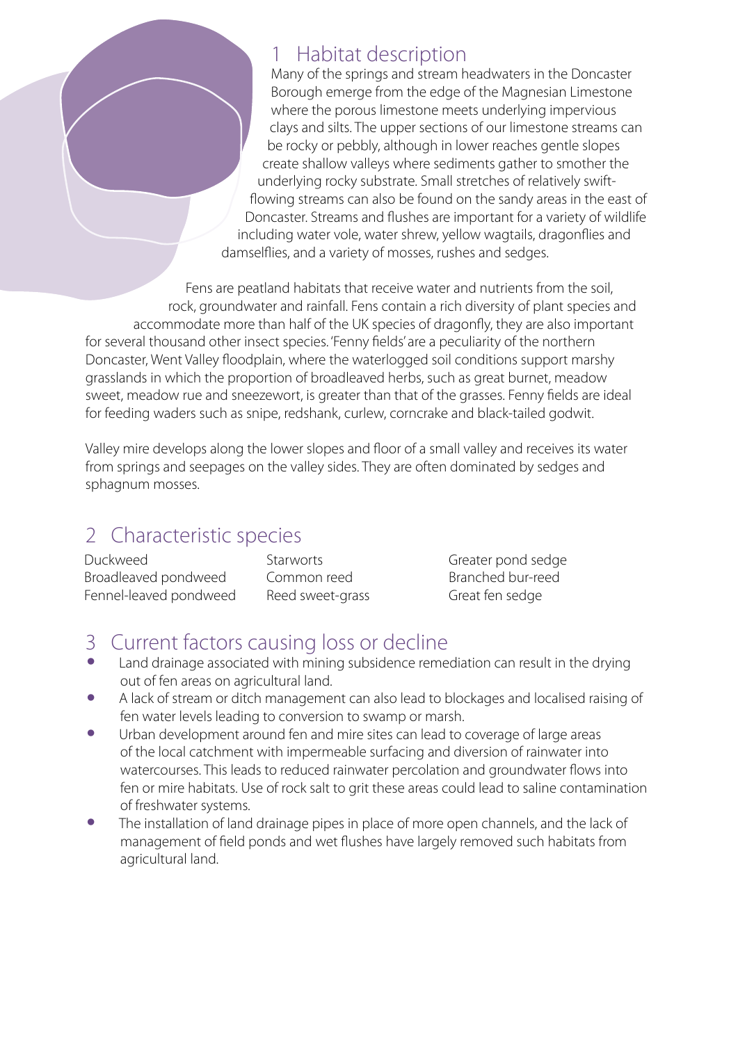## 1 Habitat description

Many of the springs and stream headwaters in the Doncaster Borough emerge from the edge of the Magnesian Limestone where the porous limestone meets underlying impervious clays and silts. The upper sections of our limestone streams can be rocky or pebbly, although in lower reaches gentle slopes create shallow valleys where sediments gather to smother the underlying rocky substrate. Small stretches of relatively swift-flowing streams can also be found on the sandy areas in the east of Doncaster. Streams and flushes are important for a variety of wildlife including water vole, water shrew, yellow wagtails, dragonflies and damselflies, and a variety of mosses, rushes and sedges.

Fens are peatland habitats that receive water and nutrients from the soil, rock, groundwater and rainfall. Fens contain a rich diversity of plant species and accommodate more than half of the UK species of dragonfly, they are also important for several thousand other insect species. 'Fenny fields' are a peculiarity of the northern Doncaster, Went Valley floodplain, where the waterlogged soil conditions support marshy grasslands in which the proportion of broadleaved herbs, such as great burnet, meadow sweet, meadow rue and sneezewort, is greater than that of the grasses. Fenny fields are ideal for feeding waders such as snipe, redshank, curlew, corncrake and black-tailed godwit.

Valley mire develops along the lower slopes and floor of a small valley and receives its water from springs and seepages on the valley sides. They are often dominated by sedges and sphagnum mosses.

## 2 Characteristic species

- Duckweed
- Broadleaved pondweed
- Fennel-leaved pondweed
- Starworts
- Common reed
- Reed sweet-grass
- Greater pond sedge
- Branched bur-reed
- Great fen sedge

## 3 Current factors causing loss or decline

- Land drainage associated with mining subsidence remediation can result in the drying out of fen areas on agricultural land.
- A lack of stream or ditch management can also lead to blockages and localised raising of fen water levels leading to conversion to swamp or marsh.
- Urban development around fen and mire sites can lead to coverage of large areas of the local catchment with impermeable surfacing and diversion of rainwater into watercourses. This leads to reduced rainwater percolation and groundwater flows into fen or mire habitats. Use of rock salt to grit these areas could lead to saline contamination of freshwater systems.
- The installation of land drainage pipes in place of more open channels, and the lack of management of field ponds and wet flushes have largely removed such habitats from agricultural land.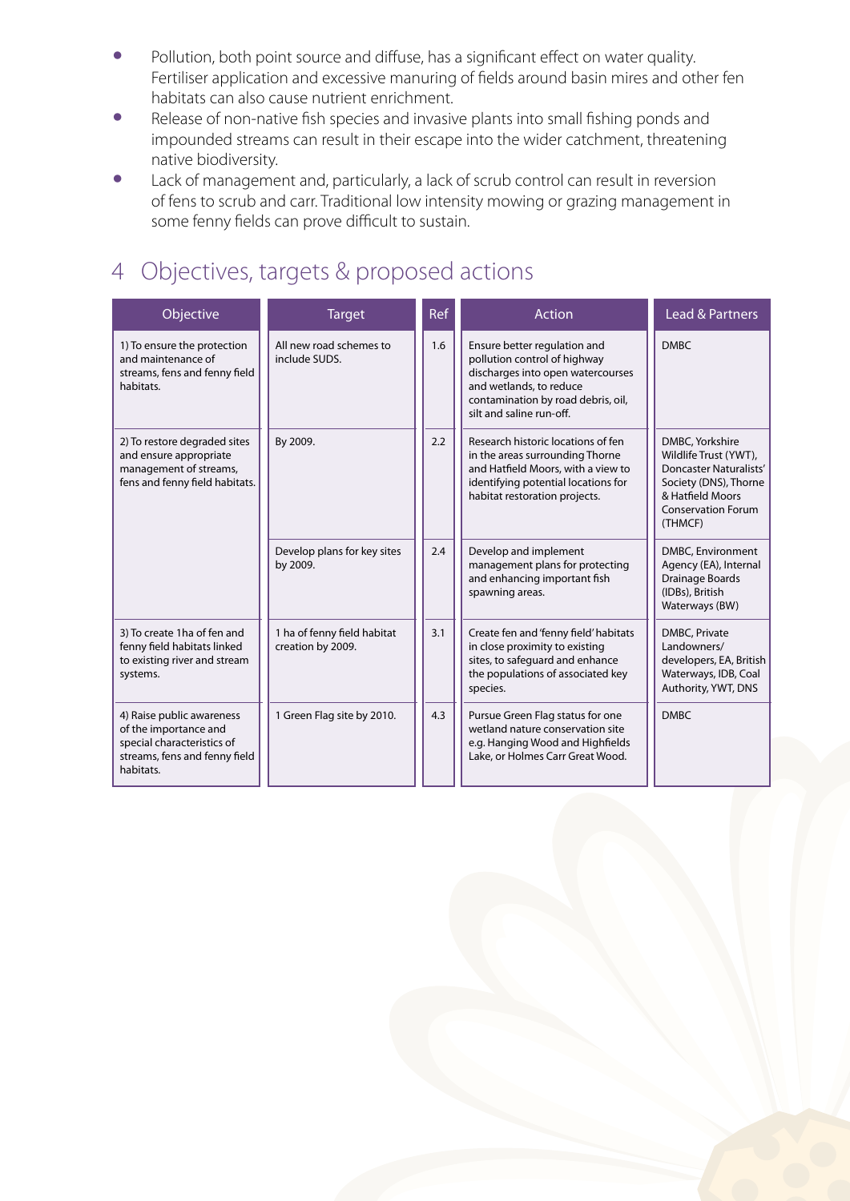- Pollution, both point source and diffuse, has a significant effect on water quality. Fertiliser application and excessive manuring of fields around basin mires and other fen habitats can also cause nutrient enrichment.
- Release of non-native fish species and invasive plants into small fishing ponds and impounded streams can result in their escape into the wider catchment, threatening native biodiversity.
- Lack of management and, particularly, a lack of scrub control can result in reversion of fens to scrub and carr. Traditional low intensity mowing or grazing management in some fenny fields can prove difficult to sustain.

## 4 Objectives, targets & proposed actions

| Objective | Target | Ref | Action | Lead & Partners |
|---|---|---|---|---|
| 1) To ensure the protection and maintenance of streams, fens and fenny field habitats. | All new road schemes to include SUDS. | 1.6 | Ensure better regulation and pollution control of highway discharges into open watercourses and wetlands, to reduce contamination by road debris, oil, silt and saline run-off. | DMBC |
| 2) To restore degraded sites and ensure appropriate management of streams, fens and fenny field habitats. | By 2009. | 2.2 | Research historic locations of fen in the areas surrounding Thorne and Hatfield Moors, with a view to identifying potential locations for habitat restoration projects. | DMBC, Yorkshire Wildlife Trust (YWT), Doncaster Naturalists' Society (DNS), Thorne & Hatfield Moors Conservation Forum (THMCF) |
| | Develop plans for key sites by 2009. | 2.4 | Develop and implement management plans for protecting and enhancing important fish spawning areas. | DMBC, Environment Agency (EA), Internal Drainage Boards (IDBs), British Waterways (BW) |
| 3) To create 1ha of fen and fenny field habitats linked to existing river and stream systems. | 1 ha of fenny field habitat creation by 2009. | 3.1 | Create fen and 'fenny field' habitats in close proximity to existing sites, to safeguard and enhance the populations of associated key species. | DMBC, Private Landowners/ developers, EA, British Waterways, IDB, Coal Authority, YWT, DNS |
| 4) Raise public awareness of the importance and special characteristics of streams, fens and fenny field habitats. | 1 Green Flag site by 2010. | 4.3 | Pursue Green Flag status for one wetland nature conservation site e.g. Hanging Wood and Highfields Lake, or Holmes Carr Great Wood. | DMBC |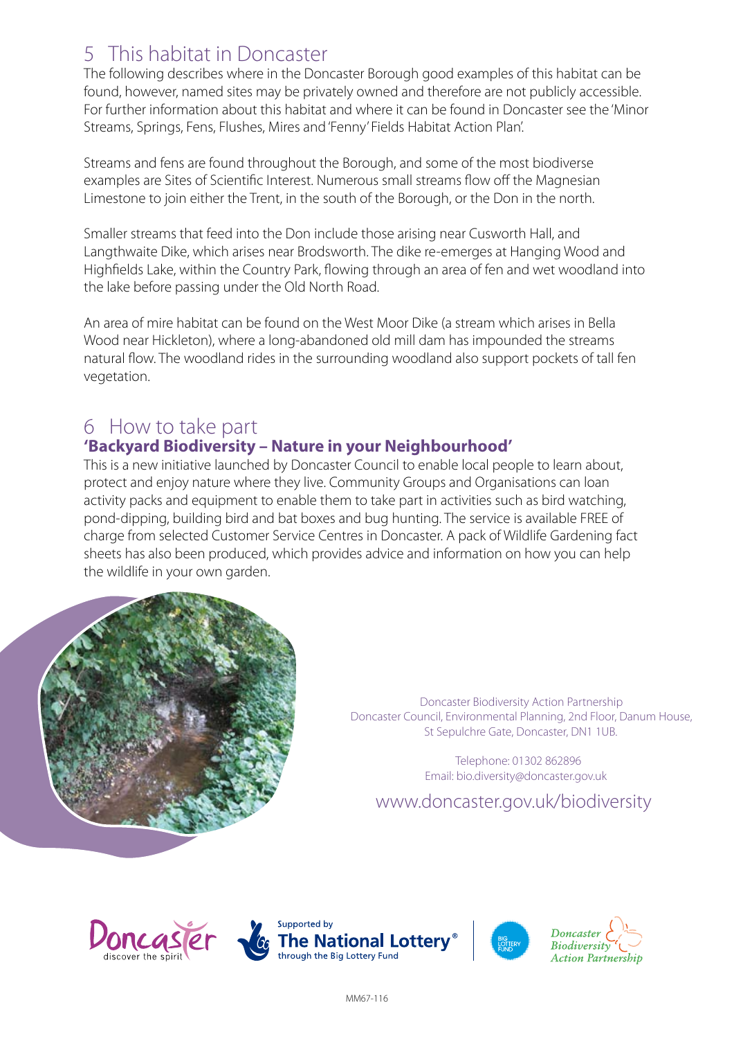## 5 This habitat in Doncaster

The following describes where in the Doncaster Borough good examples of this habitat can be found, however, named sites may be privately owned and therefore are not publicly accessible. For further information about this habitat and where it can be found in Doncaster see the 'Minor Streams, Springs, Fens, Flushes, Mires and 'Fenny' Fields Habitat Action Plan'.

Streams and fens are found throughout the Borough, and some of the most biodiverse examples are Sites of Scientific Interest. Numerous small streams flow off the Magnesian Limestone to join either the Trent, in the south of the Borough, or the Don in the north.

Smaller streams that feed into the Don include those arising near Cusworth Hall, and Langthwaite Dike, which arises near Brodsworth. The dike re-emerges at Hanging Wood and Highfields Lake, within the Country Park, flowing through an area of fen and wet woodland into the lake before passing under the Old North Road.

An area of mire habitat can be found on the West Moor Dike (a stream which arises in Bella Wood near Hickleton), where a long-abandoned old mill dam has impounded the streams natural flow. The woodland rides in the surrounding woodland also support pockets of tall fen vegetation.

## 6 How to take part

### 'Backyard Biodiversity – Nature in your Neighbourhood'

This is a new initiative launched by Doncaster Council to enable local people to learn about, protect and enjoy nature where they live. Community Groups and Organisations can loan activity packs and equipment to enable them to take part in activities such as bird watching, pond-dipping, building bird and bat boxes and bug hunting. The service is available FREE of charge from selected Customer Service Centres in Doncaster. A pack of Wildlife Gardening fact sheets has also been produced, which provides advice and information on how you can help the wildlife in your own garden.

Doncaster Biodiversity Action Partnership
Doncaster Council, Environmental Planning, 2nd Floor, Danum House, St Sepulchre Gate, Doncaster, DN1 1UB.

Telephone: 01302 862896
Email: bio.diversity@doncaster.gov.uk

www.doncaster.gov.uk/biodiversity

Doncaster discover the spirit

Supported by The National Lottery® through the Big Lottery Fund

BIG LOTTERY FUND

Doncaster Biodiversity Action Partnership

MM67-116